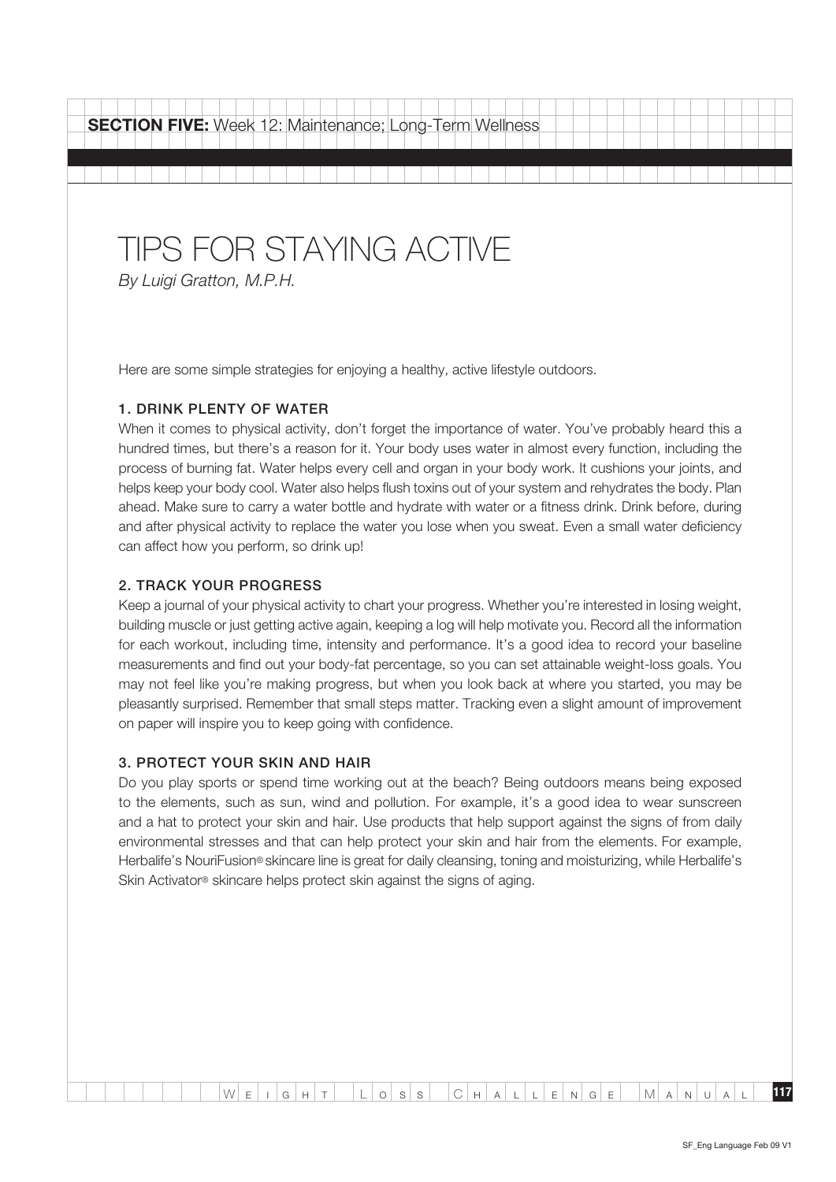**SECTION FIVE:** Week 12: Maintenance; Long-Term Wellness

# TIPS FOR STAYING ACTIVE

*By Luigi Gratton, M.P.H.*

Here are some simple strategies for enjoying a healthy, active lifestyle outdoors.

### 1. DRINK PLENTY OF WATER

When it comes to physical activity, don't forget the importance of water. You've probably heard this a hundred times, but there's a reason for it. Your body uses water in almost every function, including the process of burning fat. Water helps every cell and organ in your body work. It cushions your joints, and helps keep your body cool. Water also helps flush toxins out of your system and rehydrates the body. Plan ahead. Make sure to carry a water bottle and hydrate with water or a fitness drink. Drink before, during and after physical activity to replace the water you lose when you sweat. Even a small water deficiency can affect how you perform, so drink up!

### 2. TRACK YOUR PROGRESS

Keep a journal of your physical activity to chart your progress. Whether you're interested in losing weight, building muscle or just getting active again, keeping a log will help motivate you. Record all the information for each workout, including time, intensity and performance. It's a good idea to record your baseline measurements and find out your body-fat percentage, so you can set attainable weight-loss goals. You may not feel like you're making progress, but when you look back at where you started, you may be pleasantly surprised. Remember that small steps matter. Tracking even a slight amount of improvement on paper will inspire you to keep going with confidence.

### 3. PROTECT YOUR SKIN AND HAIR

Do you play sports or spend time working out at the beach? Being outdoors means being exposed to the elements, such as sun, wind and pollution. For example, it's a good idea to wear sunscreen and a hat to protect your skin and hair. Use products that help support against the signs of from daily environmental stresses and that can help protect your skin and hair from the elements. For example, Herbalife's NouriFusion® skincare line is great for daily cleansing, toning and moisturizing, while Herbalife's Skin Activator® skincare helps protect skin against the signs of aging.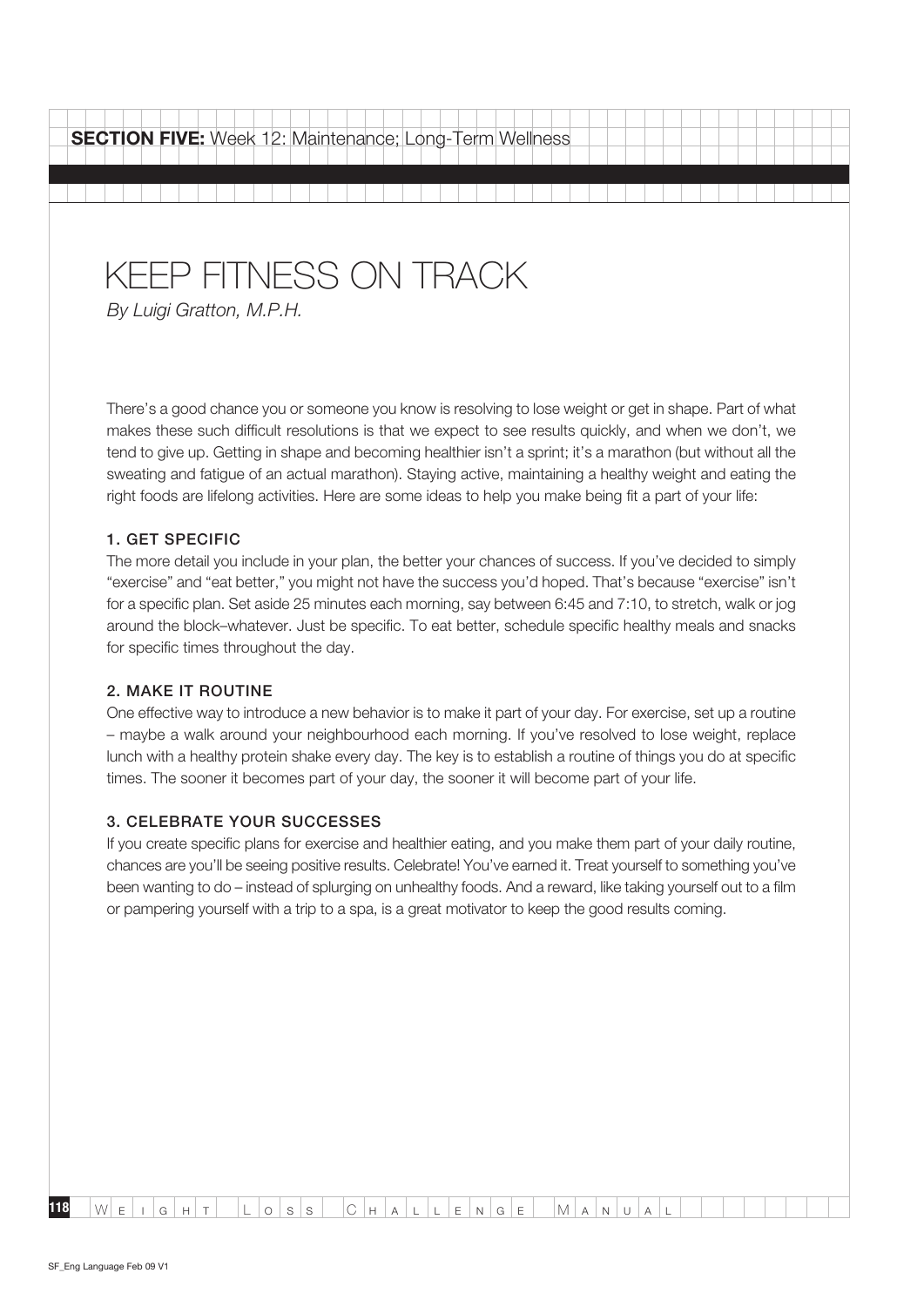# KEEP FITNESS ON TRACK

*By Luigi Gratton, M.P.H.*

There's a good chance you or someone you know is resolving to lose weight or get in shape. Part of what makes these such difficult resolutions is that we expect to see results quickly, and when we don't, we tend to give up. Getting in shape and becoming healthier isn't a sprint; it's a marathon (but without all the sweating and fatigue of an actual marathon). Staying active, maintaining a healthy weight and eating the right foods are lifelong activities. Here are some ideas to help you make being fit a part of your life:

### 1. GET SPECIFIC

The more detail you include in your plan, the better your chances of success. If you've decided to simply "exercise" and "eat better," you might not have the success you'd hoped. That's because "exercise" isn't for a specific plan. Set aside 25 minutes each morning, say between 6:45 and 7:10, to stretch, walk or jog around the block–whatever. Just be specific. To eat better, schedule specific healthy meals and snacks for specific times throughout the day.

### 2. MAKE IT ROUTINE

One effective way to introduce a new behavior is to make it part of your day. For exercise, set up a routine – maybe a walk around your neighbourhood each morning. If you've resolved to lose weight, replace lunch with a healthy protein shake every day. The key is to establish a routine of things you do at specific times. The sooner it becomes part of your day, the sooner it will become part of your life.

### 3. CELEBRATE YOUR SUCCESSES

If you create specific plans for exercise and healthier eating, and you make them part of your daily routine, chances are you'll be seeing positive results. Celebrate! You've earned it. Treat yourself to something you've been wanting to do – instead of splurging on unhealthy foods. And a reward, like taking yourself out to a film or pampering yourself with a trip to a spa, is a great motivator to keep the good results coming.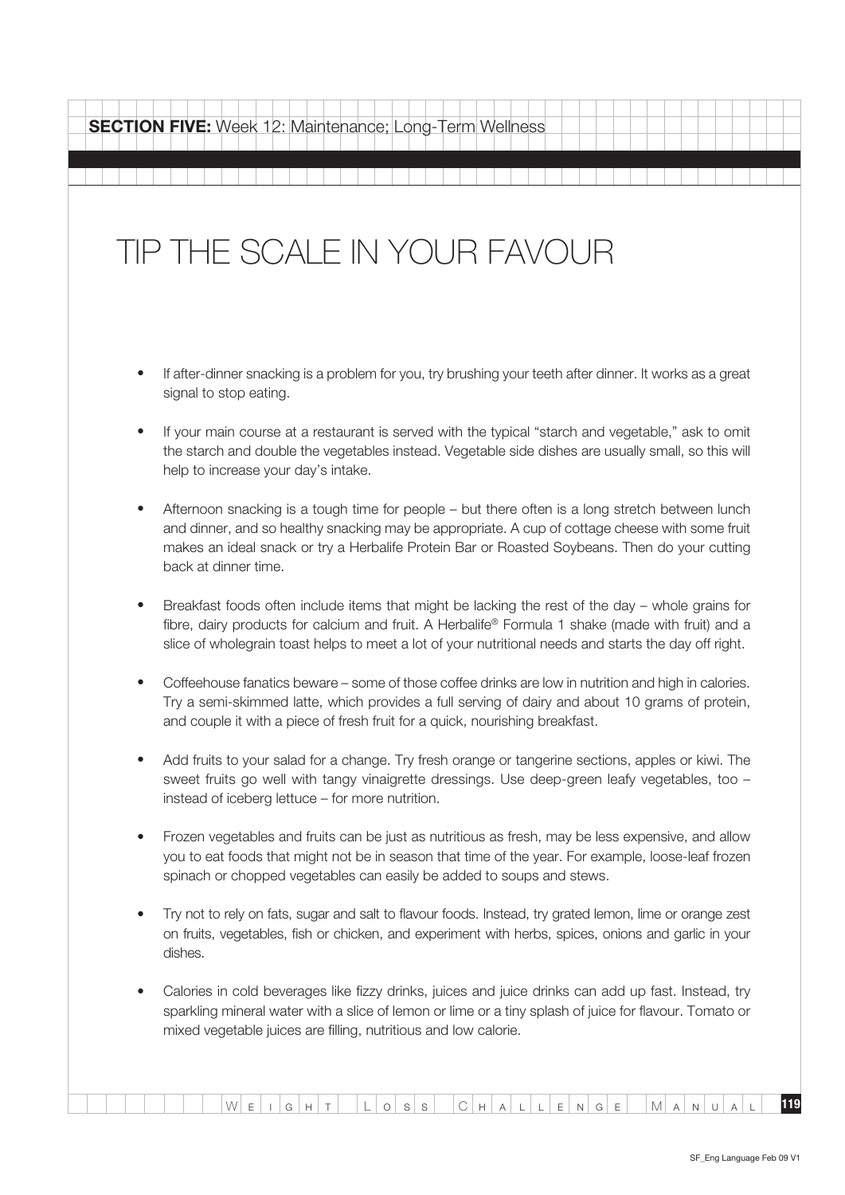**SECTION FIVE:** Week 12: Maintenance; Long-Term Wellness

# TIP THE SCALE IN YOUR FAVOUR

- If after-dinner snacking is a problem for you, try brushing your teeth after dinner. It works as a great signal to stop eating.
- If your main course at a restaurant is served with the typical "starch and vegetable," ask to omit the starch and double the vegetables instead. Vegetable side dishes are usually small, so this will help to increase your day's intake.
- Afternoon snacking is a tough time for people – but there often is a long stretch between lunch and dinner, and so healthy snacking may be appropriate. A cup of cottage cheese with some fruit makes an ideal snack or try a Herbalife Protein Bar or Roasted Soybeans. Then do your cutting back at dinner time.
- Breakfast foods often include items that might be lacking the rest of the day – whole grains for fibre, dairy products for calcium and fruit. A Herbalife® Formula 1 shake (made with fruit) and a slice of wholegrain toast helps to meet a lot of your nutritional needs and starts the day off right.
- Coffeehouse fanatics beware – some of those coffee drinks are low in nutrition and high in calories. Try a semi-skimmed latte, which provides a full serving of dairy and about 10 grams of protein, and couple it with a piece of fresh fruit for a quick, nourishing breakfast.
- Add fruits to your salad for a change. Try fresh orange or tangerine sections, apples or kiwi. The sweet fruits go well with tangy vinaigrette dressings. Use deep-green leafy vegetables, too – instead of iceberg lettuce – for more nutrition.
- Frozen vegetables and fruits can be just as nutritious as fresh, may be less expensive, and allow you to eat foods that might not be in season that time of the year. For example, loose-leaf frozen spinach or chopped vegetables can easily be added to soups and stews.
- Try not to rely on fats, sugar and salt to flavour foods. Instead, try grated lemon, lime or orange zest on fruits, vegetables, fish or chicken, and experiment with herbs, spices, onions and garlic in your dishes.
- Calories in cold beverages like fizzy drinks, juices and juice drinks can add up fast. Instead, try sparkling mineral water with a slice of lemon or lime or a tiny splash of juice for flavour. Tomato or mixed vegetable juices are filling, nutritious and low calorie.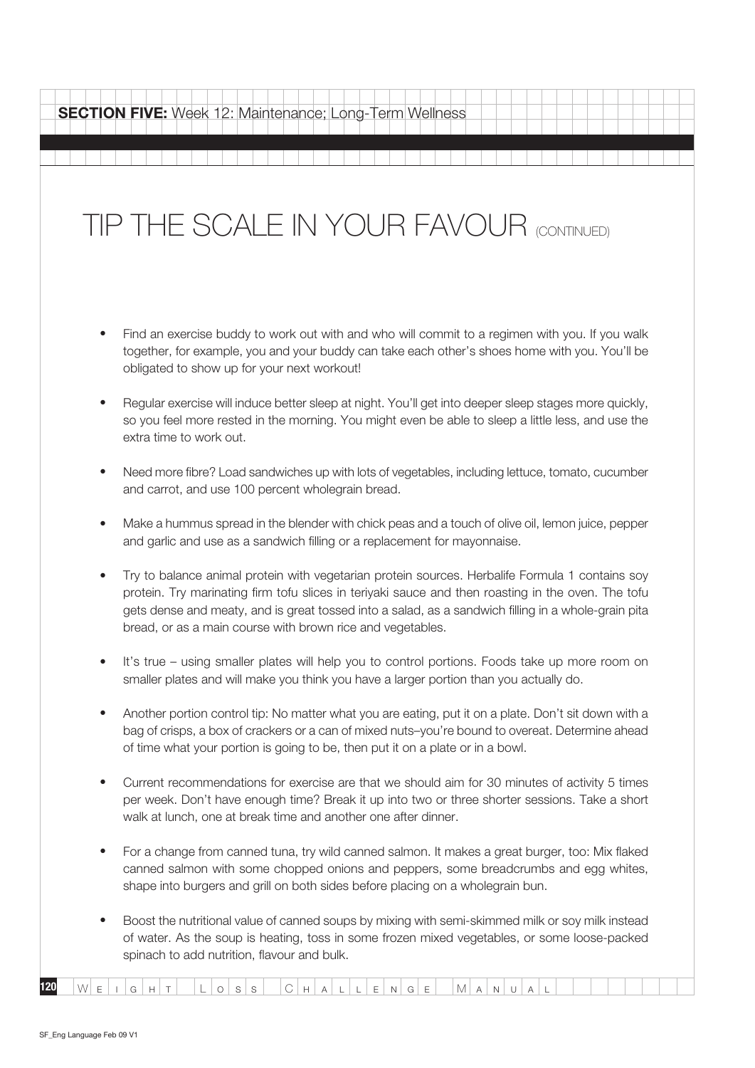# TIP THE SCALE IN YOUR FAVOUR (CONTINUED)

- Find an exercise buddy to work out with and who will commit to a regimen with you. If you walk together, for example, you and your buddy can take each other's shoes home with you. You'll be obligated to show up for your next workout!

- Regular exercise will induce better sleep at night. You'll get into deeper sleep stages more quickly, so you feel more rested in the morning. You might even be able to sleep a little less, and use the extra time to work out.

- Need more fibre? Load sandwiches up with lots of vegetables, including lettuce, tomato, cucumber and carrot, and use 100 percent wholegrain bread.

- Make a hummus spread in the blender with chick peas and a touch of olive oil, lemon juice, pepper and garlic and use as a sandwich filling or a replacement for mayonnaise.

- Try to balance animal protein with vegetarian protein sources. Herbalife Formula 1 contains soy protein. Try marinating firm tofu slices in teriyaki sauce and then roasting in the oven. The tofu gets dense and meaty, and is great tossed into a salad, as a sandwich filling in a whole-grain pita bread, or as a main course with brown rice and vegetables.

- It's true – using smaller plates will help you to control portions. Foods take up more room on smaller plates and will make you think you have a larger portion than you actually do.

- Another portion control tip: No matter what you are eating, put it on a plate. Don't sit down with a bag of crisps, a box of crackers or a can of mixed nuts–you're bound to overeat. Determine ahead of time what your portion is going to be, then put it on a plate or in a bowl.

- Current recommendations for exercise are that we should aim for 30 minutes of activity 5 times per week. Don't have enough time? Break it up into two or three shorter sessions. Take a short walk at lunch, one at break time and another one after dinner.

- For a change from canned tuna, try wild canned salmon. It makes a great burger, too: Mix flaked canned salmon with some chopped onions and peppers, some breadcrumbs and egg whites, shape into burgers and grill on both sides before placing on a wholegrain bun.

- Boost the nutritional value of canned soups by mixing with semi-skimmed milk or soy milk instead of water. As the soup is heating, toss in some frozen mixed vegetables, or some loose-packed spinach to add nutrition, flavour and bulk.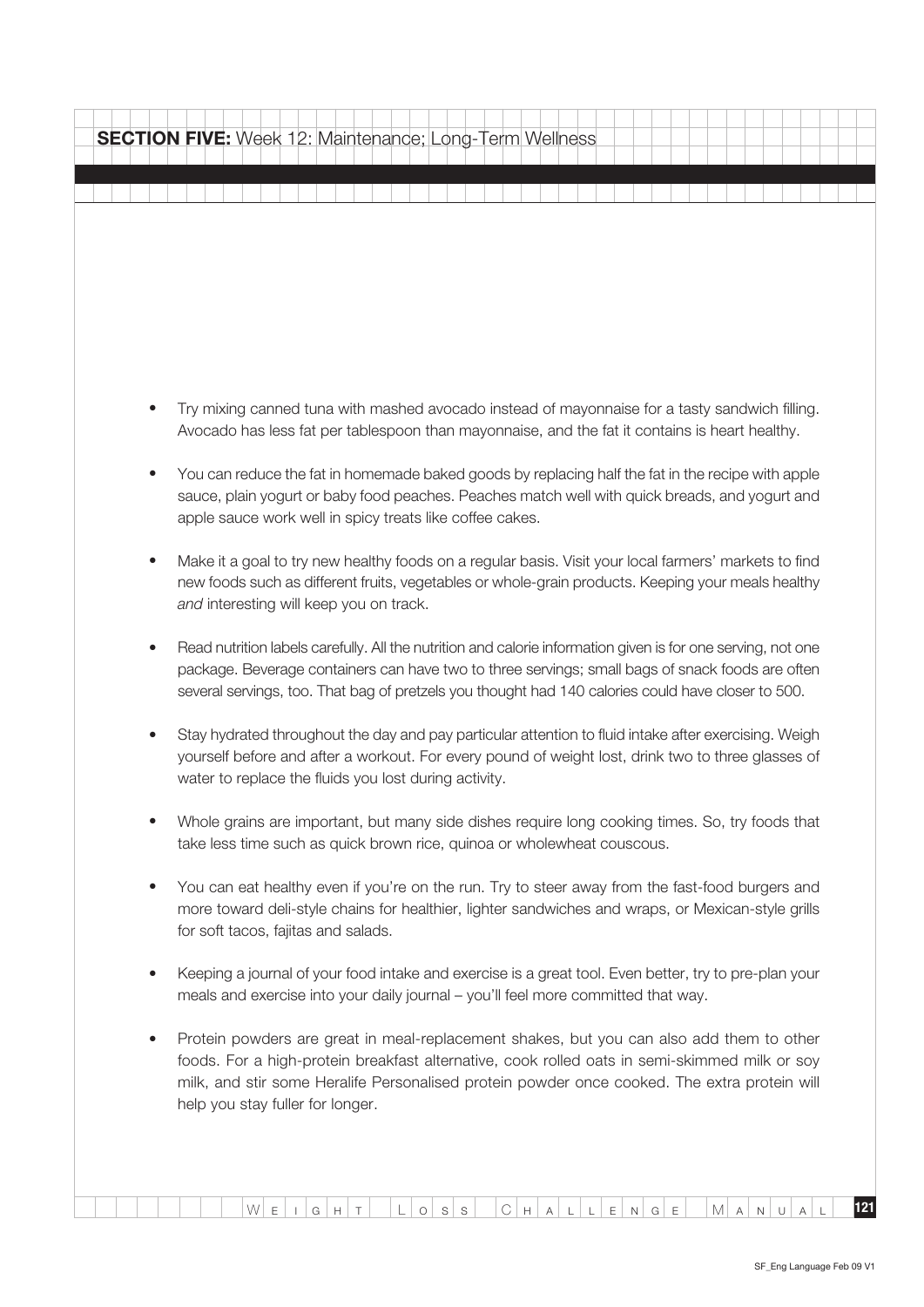- Try mixing canned tuna with mashed avocado instead of mayonnaise for a tasty sandwich filling. Avocado has less fat per tablespoon than mayonnaise, and the fat it contains is heart healthy.

- You can reduce the fat in homemade baked goods by replacing half the fat in the recipe with apple sauce, plain yogurt or baby food peaches. Peaches match well with quick breads, and yogurt and apple sauce work well in spicy treats like coffee cakes.

- Make it a goal to try new healthy foods on a regular basis. Visit your local farmers' markets to find new foods such as different fruits, vegetables or whole-grain products. Keeping your meals healthy *and* interesting will keep you on track.

- Read nutrition labels carefully. All the nutrition and calorie information given is for one serving, not one package. Beverage containers can have two to three servings; small bags of snack foods are often several servings, too. That bag of pretzels you thought had 140 calories could have closer to 500.

- Stay hydrated throughout the day and pay particular attention to fluid intake after exercising. Weigh yourself before and after a workout. For every pound of weight lost, drink two to three glasses of water to replace the fluids you lost during activity.

- Whole grains are important, but many side dishes require long cooking times. So, try foods that take less time such as quick brown rice, quinoa or wholewheat couscous.

- You can eat healthy even if you're on the run. Try to steer away from the fast-food burgers and more toward deli-style chains for healthier, lighter sandwiches and wraps, or Mexican-style grills for soft tacos, fajitas and salads.

- Keeping a journal of your food intake and exercise is a great tool. Even better, try to pre-plan your meals and exercise into your daily journal – you'll feel more committed that way.

- Protein powders are great in meal-replacement shakes, but you can also add them to other foods. For a high-protein breakfast alternative, cook rolled oats in semi-skimmed milk or soy milk, and stir some Heralife Personalised protein powder once cooked. The extra protein will help you stay fuller for longer.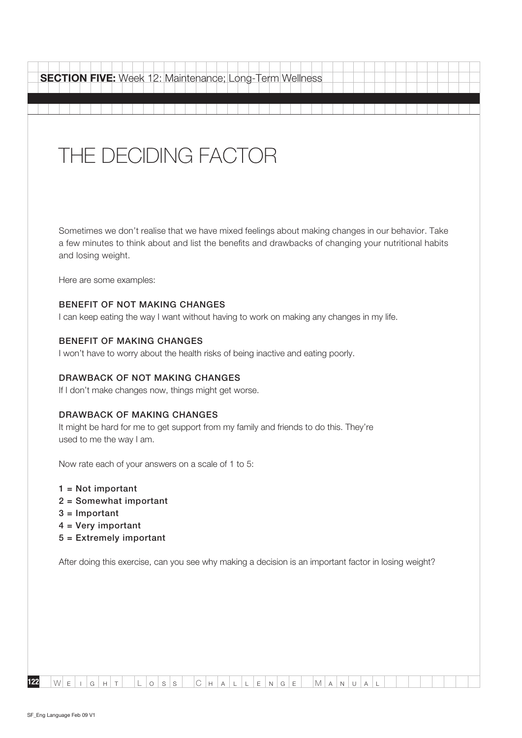**SECTION FIVE:** Week 12: Maintenance; Long-Term Wellness

# THE DECIDING FACTOR

Sometimes we don't realise that we have mixed feelings about making changes in our behavior. Take a few minutes to think about and list the benefits and drawbacks of changing your nutritional habits and losing weight.

Here are some examples:

### BENEFIT OF NOT MAKING CHANGES

I can keep eating the way I want without having to work on making any changes in my life.

### BENEFIT OF MAKING CHANGES

I won't have to worry about the health risks of being inactive and eating poorly.

### DRAWBACK OF NOT MAKING CHANGES

If I don't make changes now, things might get worse.

### DRAWBACK OF MAKING CHANGES

It might be hard for me to get support from my family and friends to do this. They're used to me the way I am.

Now rate each of your answers on a scale of 1 to 5:

- **1 = Not important**
- **2 = Somewhat important**
- **3 = Important**
- **4 = Very important**
- **5 = Extremely important**

After doing this exercise, can you see why making a decision is an important factor in losing weight?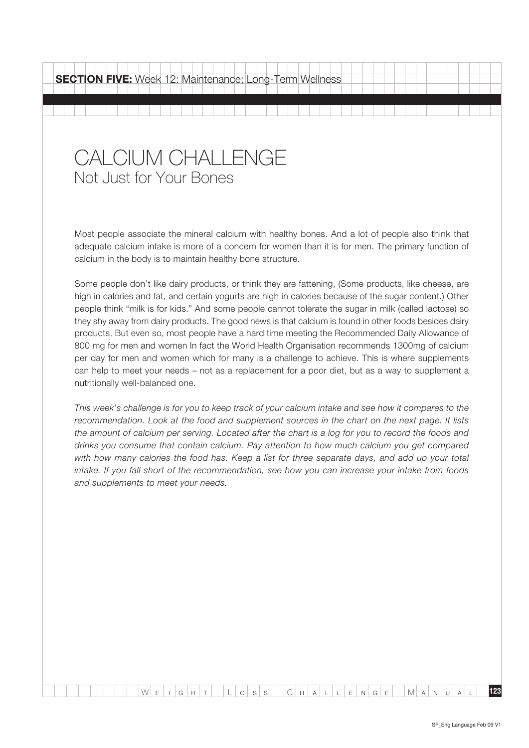**SECTION FIVE:** Week 12: Maintenance; Long-Term Wellness

# CALCIUM CHALLENGE

## Not Just for Your Bones

Most people associate the mineral calcium with healthy bones. And a lot of people also think that adequate calcium intake is more of a concern for women than it is for men. The primary function of calcium in the body is to maintain healthy bone structure.

Some people don't like dairy products, or think they are fattening, (Some products, like cheese, are high in calories and fat, and certain yogurts are high in calories because of the sugar content.) Other people think "milk is for kids." And some people cannot tolerate the sugar in milk (called lactose) so they shy away from dairy products. The good news is that calcium is found in other foods besides dairy products. But even so, most people have a hard time meeting the Recommended Daily Allowance of 800 mg for men and women In fact the World Health Organisation recommends 1300mg of calcium per day for men and women which for many is a challenge to achieve. This is where supplements can help to meet your needs – not as a replacement for a poor diet, but as a way to supplement a nutritionally well-balanced one.

*This week's challenge is for you to keep track of your calcium intake and see how it compares to the recommendation. Look at the food and supplement sources in the chart on the next page. It lists the amount of calcium per serving. Located after the chart is a log for you to record the foods and drinks you consume that contain calcium. Pay attention to how much calcium you get compared with how many calories the food has. Keep a list for three separate days, and add up your total intake. If you fall short of the recommendation, see how you can increase your intake from foods and supplements to meet your needs.*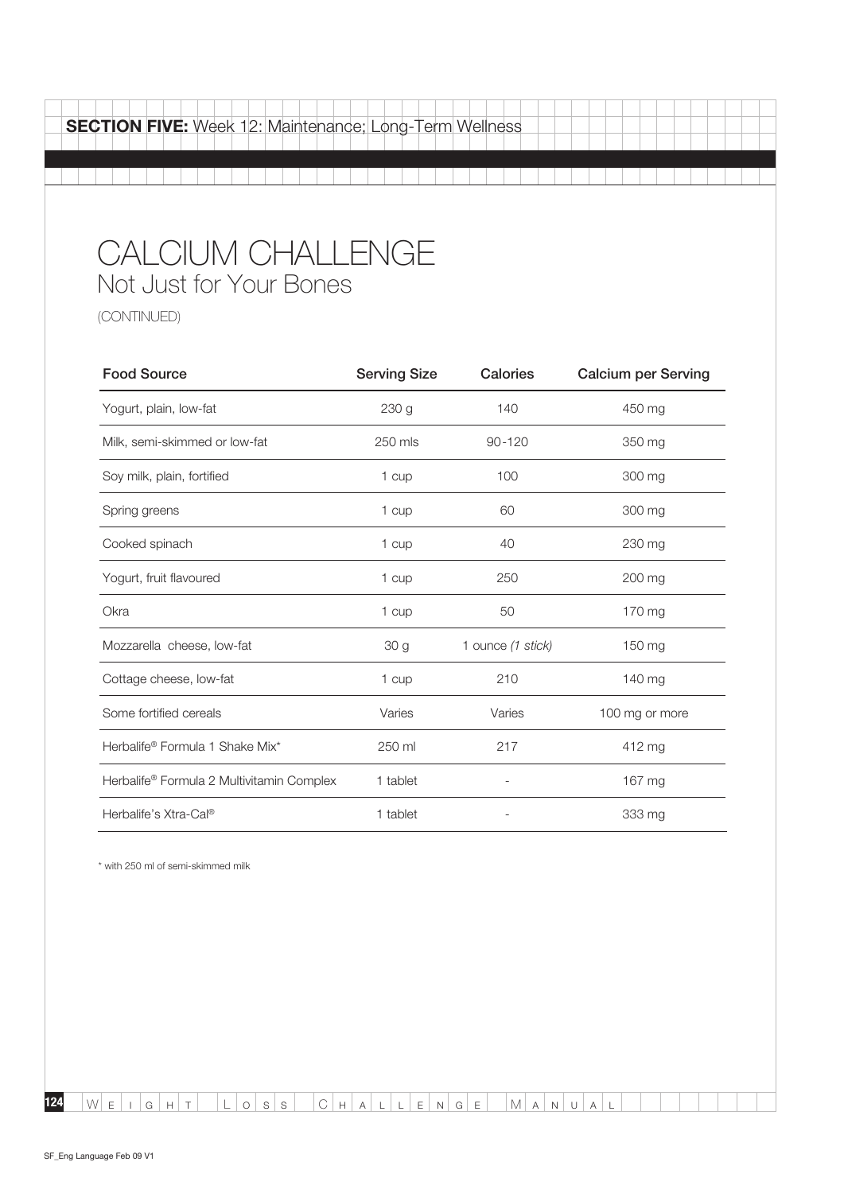**SECTION FIVE:** Week 12: Maintenance; Long-Term Wellness

# CALCIUM CHALLENGE

## Not Just for Your Bones

(CONTINUED)

| Food Source | Serving Size | Calories | Calcium per Serving |
|---|---|---|---|
| Yogurt, plain, low-fat | 230 g | 140 | 450 mg |
| Milk, semi-skimmed or low-fat | 250 mls | 90-120 | 350 mg |
| Soy milk, plain, fortified | 1 cup | 100 | 300 mg |
| Spring greens | 1 cup | 60 | 300 mg |
| Cooked spinach | 1 cup | 40 | 230 mg |
| Yogurt, fruit flavoured | 1 cup | 250 | 200 mg |
| Okra | 1 cup | 50 | 170 mg |
| Mozzarella cheese, low-fat | 30 g | 1 ounce *(1 stick)* | 150 mg |
| Cottage cheese, low-fat | 1 cup | 210 | 140 mg |
| Some fortified cereals | Varies | Varies | 100 mg or more |
| Herbalife® Formula 1 Shake Mix* | 250 ml | 217 | 412 mg |
| Herbalife® Formula 2 Multivitamin Complex | 1 tablet | - | 167 mg |
| Herbalife's Xtra-Cal® | 1 tablet | - | 333 mg |

* with 250 ml of semi-skimmed milk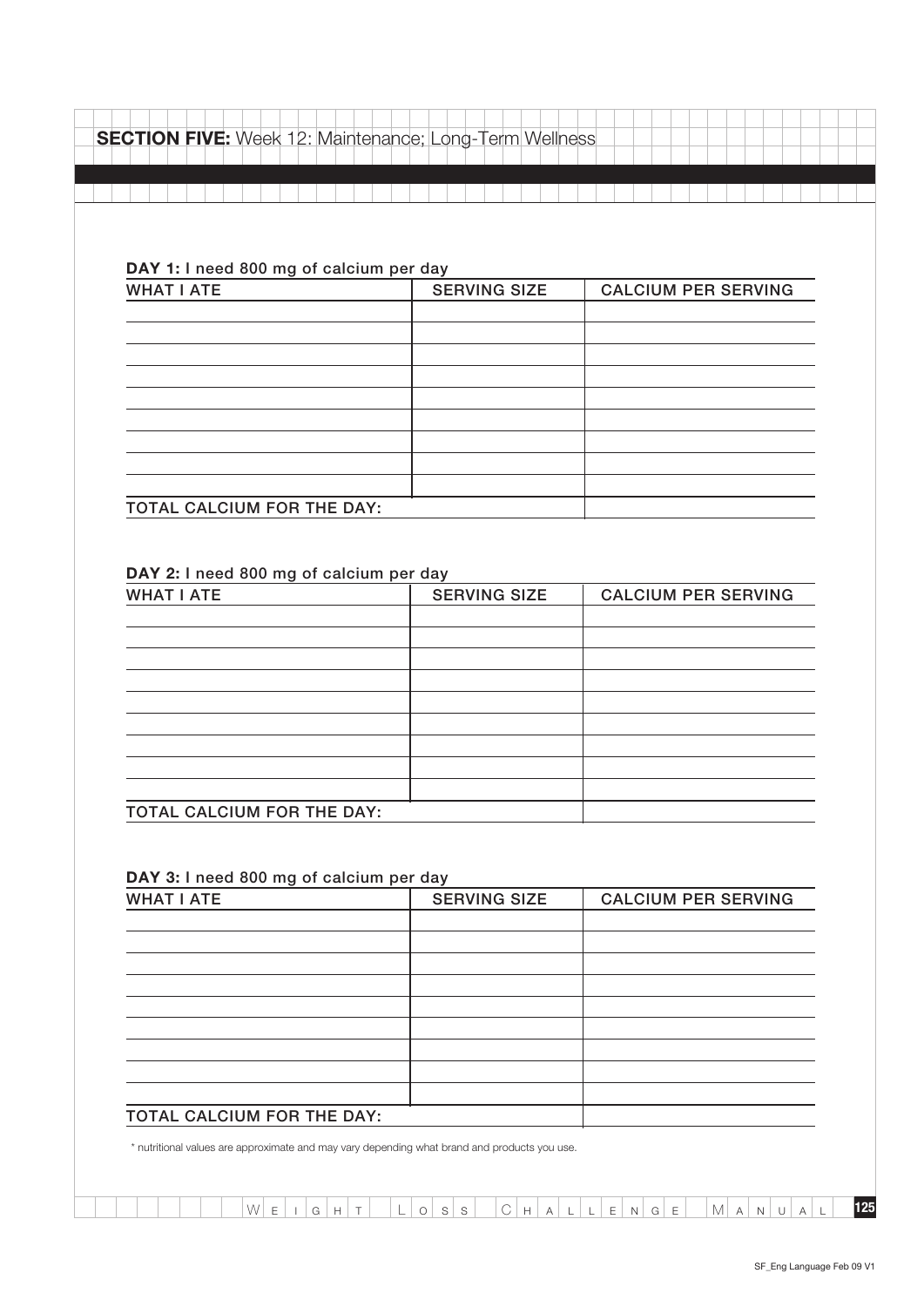**SECTION FIVE:** Week 12: Maintenance; Long-Term Wellness

**DAY 1:** I need 800 mg of calcium per day

| WHAT I ATE | SERVING SIZE | CALCIUM PER SERVING |
|---|---|---|
| | | |
| | | |
| | | |
| | | |
| | | |
| | | |
| | | |
| | | |
| | | |
| TOTAL CALCIUM FOR THE DAY: | | |

**DAY 2:** I need 800 mg of calcium per day

| WHAT I ATE | SERVING SIZE | CALCIUM PER SERVING |
|---|---|---|
| | | |
| | | |
| | | |
| | | |
| | | |
| | | |
| | | |
| | | |
| | | |
| TOTAL CALCIUM FOR THE DAY: | | |

**DAY 3:** I need 800 mg of calcium per day

| WHAT I ATE | SERVING SIZE | CALCIUM PER SERVING |
|---|---|---|
| | | |
| | | |
| | | |
| | | |
| | | |
| | | |
| | | |
| | | |
| | | |
| TOTAL CALCIUM FOR THE DAY: | | |

* nutritional values are approximate and may vary depending what brand and products you use.